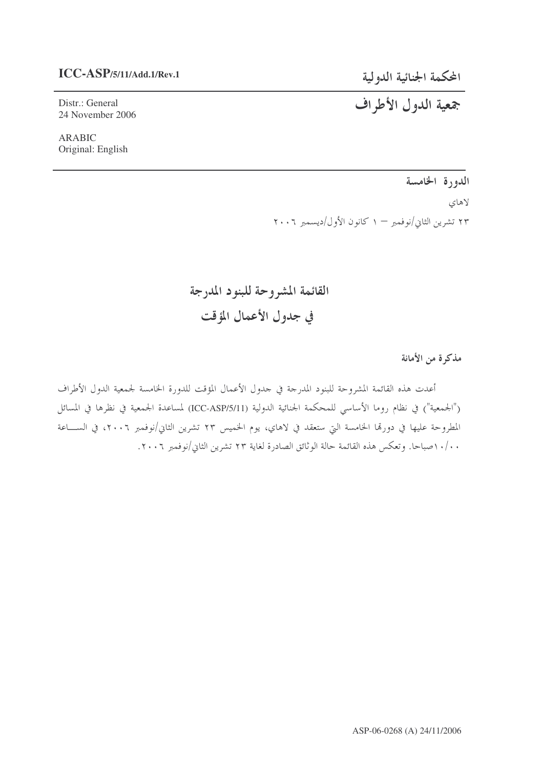ICC-ASP/5/11/Add.1/Rev.1

المحكمة الجنائية الدولية

Distr.: General
24 November 2006

جمعية الدول الأطراف

ARABIC
Original: English

الدورة الخامسة

لاهاي

٢٣ تشرين الثاني/نوفمبر – ١ كانون الأول/ديسمبر ٢٠٠٦

# القائمة المشروحة للبنود المدرجة في جدول الأعمال المؤقت

**مذكرة من الأمانة**

أعدت هذه القائمة المشروحة للبنود المدرجة في جدول الأعمال المؤقت للدورة الخامسة لجمعية الدول الأطراف ("الجمعية") في نظام روما الأساسي للمحكمة الجنائية الدولية (ICC-ASP/5/11) لمساعدة الجمعية في نظرها في المسائل المطروحة عليها في دورتها الخامسة التي ستعقد في لاهاي، يوم الخميس ٢٣ تشرين الثاني/نوفمبر ٢٠٠٦، في الساعة ١٠/٠٠ صباحا. وتعكس هذه القائمة حالة الوثائق الصادرة لغاية ٢٣ تشرين الثاني/نوفمبر ٢٠٠٦.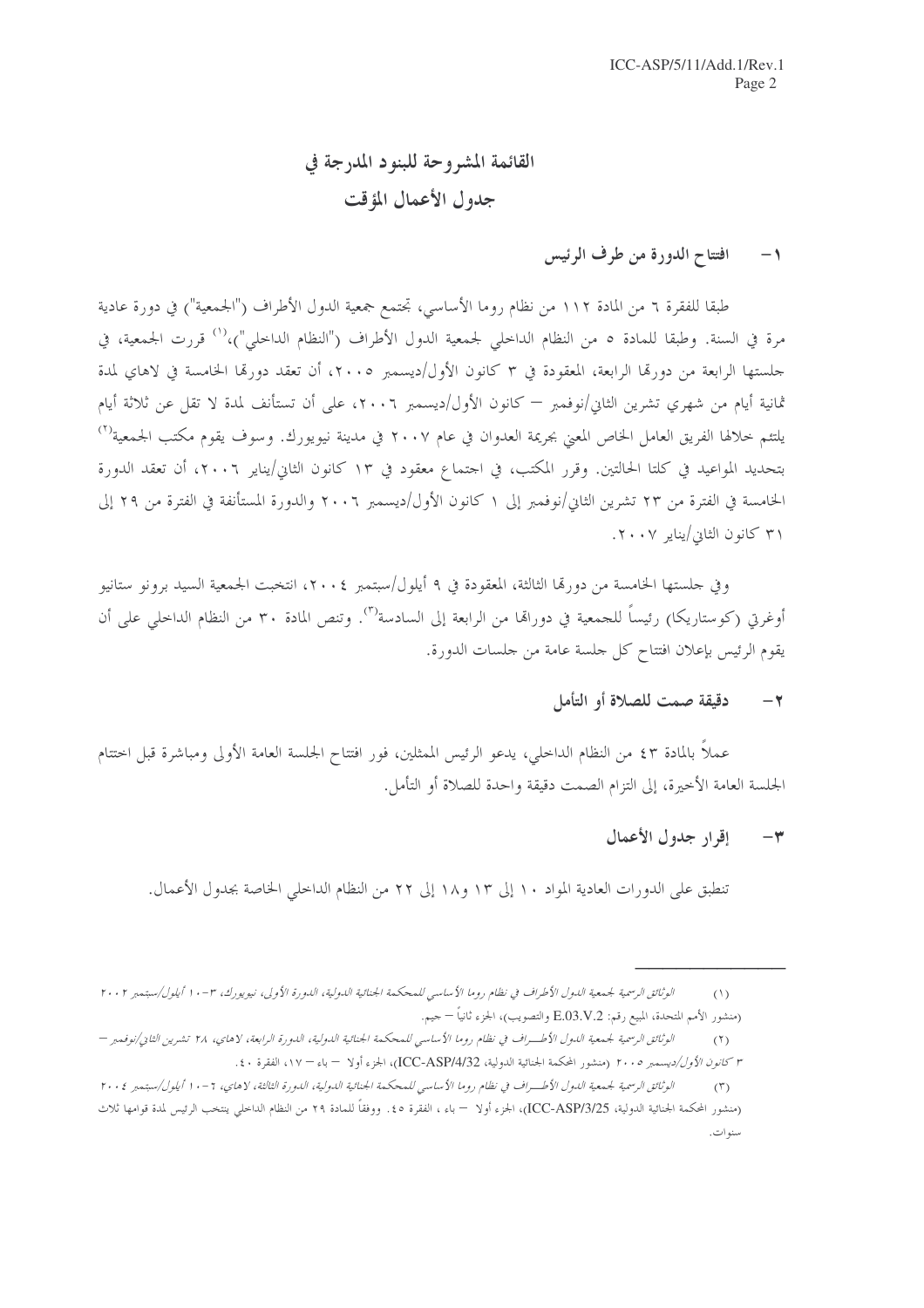# القائمة المشروحة للبنود المدرجة في جدول الأعمال المؤقت

## ١ - افتتاح الدورة من طرف الرئيس

طبقا للفقرة ٦ من المادة ١١٢ من نظام روما الأساسي، تجتمع جمعية الدول الأطراف ("الجمعية") في دورة عادية مرة في السنة. وطبقا للمادة ٥ من النظام الداخلي لجمعية الدول الأطراف ("النظام الداخلي")،[١] قررت الجمعية، في جلستها الرابعة من دورتها الرابعة، المعقودة في ٣ كانون الأول/ديسمبر ٢٠٠٥، أن تعقد دورتها الخامسة في لاهاي لمدة ثمانية أيام من شهري تشرين الثاني/نوفمبر – كانون الأول/ديسمبر ٢٠٠٦، على أن تستأنف لمدة لا تقل عن ثلاثة أيام يلتئم خلالها الفريق العامل الخاص المعني بجريمة العدوان في عام ٢٠٠٧ في مدينة نيويورك. وسوف يقوم مكتب الجمعية[٢] بتحديد المواعيد في كلتا الحالتين. وقرر المكتب، في اجتماع معقود في ١٣ كانون الثاني/يناير ٢٠٠٦، أن تعقد الدورة الخامسة في الفترة من ٢٣ تشرين الثاني/نوفمبر إلى ١ كانون الأول/ديسمبر ٢٠٠٦ والدورة المستأنفة في الفترة من ٢٩ إلى ٣١ كانون الثاني/يناير ٢٠٠٧.

وفي جلستها الخامسة من دورتها الثالثة، المعقودة في ٩ أيلول/سبتمبر ٢٠٠٤، انتخبت الجمعية السيد برونو ستانيو أوغرتي (كوستاريكا) رئيساً للجمعية في دوراتها من الرابعة إلى السادسة[٣]. وتنص المادة ٣٠ من النظام الداخلي على أن يقوم الرئيس بإعلان افتتاح كل جلسة عامة من جلسات الدورة.

## ٢ - دقيقة صمت للصلاة أو التأمل

عملاً بالمادة ٤٣ من النظام الداخلي، يدعو الرئيس الممثلين، فور افتتاح الجلسة العامة الأولى ومباشرة قبل اختتام الجلسة العامة الأخيرة، إلى التزام الصمت دقيقة واحدة للصلاة أو التأمل.

## ٣ - إقرار جدول الأعمال

تنطبق على الدورات العادية المواد ١٠ إلى ١٣ و١٨ إلى ٢٢ من النظام الداخلي الخاصة بجدول الأعمال.

---

(١) *الوثائق الرسمية لجمعية الدول الأطراف في نظام روما الأساسي للمحكمة الجنائية الدولية، الدورة الأولى، نيويورك، ٣-١٠ أيلول/سبتمبر ٢٠٠٢* (منشور الأمم المتحدة، المبيع رقم: E.03.V.2 والتصويب)، الجزء ثانياً – جيم.

(٢) *الوثائق الرسمية لجمعية الدول الأطراف في نظام روما الأساسي للمحكمة الجنائية الدولية، الدورة الرابعة، لاهاي، ٢٨ تشرين الثاني/نوفمبر – ٣ كانون الأول/ديسمبر ٢٠٠٥* (منشور المحكمة الجنائية الدولية، ICC-ASP/4/32)، الجزء أولا – باء – ١٧، الفقرة ٤٠.

(٣) *الوثائق الرسمية لجمعية الدول الأطراف في نظام روما الأساسي للمحكمة الجنائية الدولية، الدورة الثالثة، لاهاي، ٦-١٠ أيلول/سبتمبر ٢٠٠٤* (منشور المحكمة الجنائية الدولية، ICC-ASP/3/25)، الجزء أولا – باء ، الفقرة ٤٥. ووفقاً للمادة ٢٩ من النظام الداخلي ينتخب الرئيس لمدة قوامها ثلاث سنوات.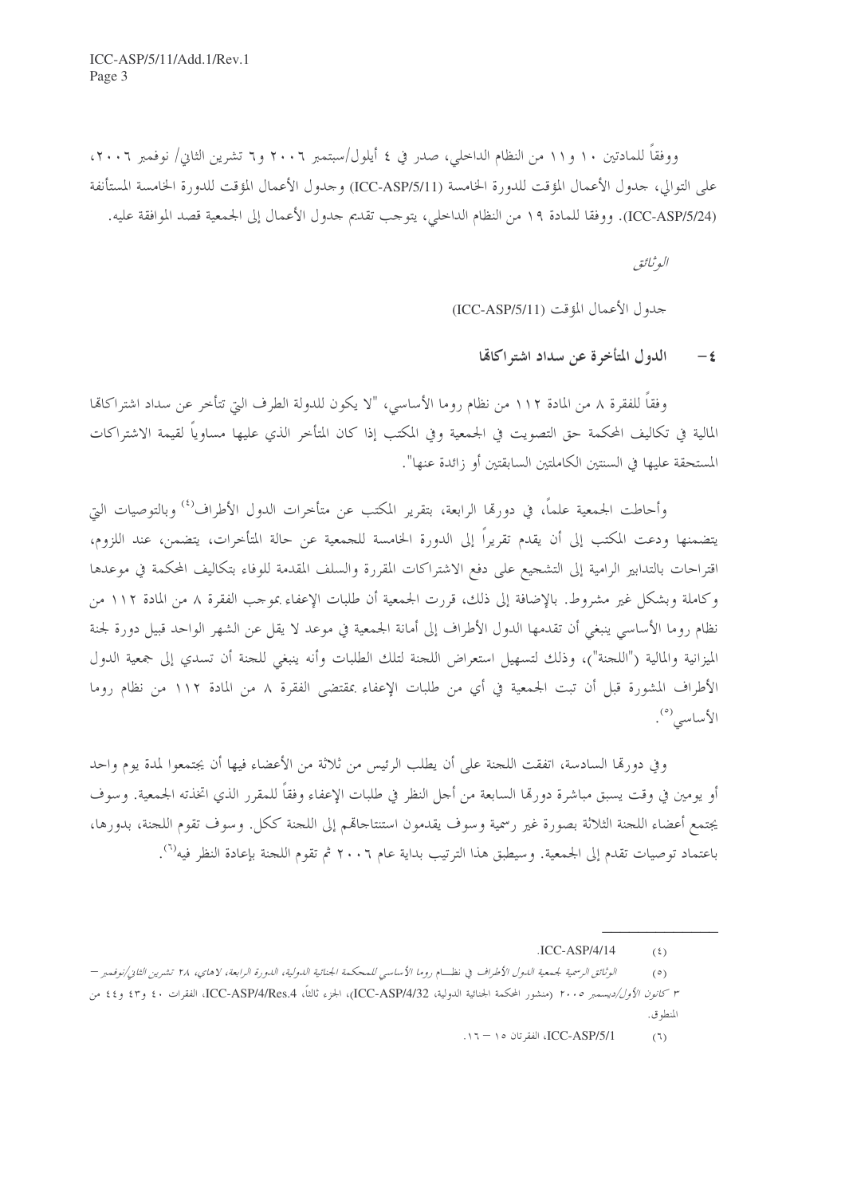ووفقاً للمادتين ١٠ و١١ من النظام الداخلي، صدر في ٤ أيلول/سبتمبر ٢٠٠٦ و٦ تشرين الثاني/ نوفمبر ٢٠٠٦، على التوالي، جدول الأعمال المؤقت للدورة الخامسة (ICC-ASP/5/11) وجدول الأعمال المؤقت للدورة الخامسة المستأنفة (ICC-ASP/5/24). ووفقا للمادة ١٩ من النظام الداخلي، يتوجب تقديم جدول الأعمال إلى الجمعية قصد الموافقة عليه.

*الوثائق*

جدول الأعمال المؤقت (ICC-ASP/5/11)

## ٤- الدول المتأخرة عن سداد اشتراكاتها

وفقاً للفقرة ٨ من المادة ١١٢ من نظام روما الأساسي، "لا يكون للدولة الطرف التي تتأخر عن سداد اشتراكاتها المالية في تكاليف المحكمة حق التصويت في الجمعية وفي المكتب إذا كان المتأخر الذي عليها مساوياً لقيمة الاشتراكات المستحقة عليها في السنتين الكاملتين السابقتين أو زائدة عنها".

وأحاطت الجمعية علماً، في دورتها الرابعة، بتقرير المكتب عن متأخرات الدول الأطراف[٤] وبالتوصيات التي يتضمنها ودعت المكتب إلى أن يقدم تقريراً إلى الدورة الخامسة للجمعية عن حالة المتأخرات، يتضمن، عند اللزوم، اقتراحات بالتدابير الرامية إلى التشجيع على دفع الاشتراكات المقررة والسلف المقدمة للوفاء بتكاليف المحكمة في موعدها وكاملة وبشكل غير مشروط. بالإضافة إلى ذلك، قررت الجمعية أن طلبات الإعفاء بموجب الفقرة ٨ من المادة ١١٢ من نظام روما الأساسي ينبغي أن تقدمها الدول الأطراف إلى أمانة الجمعية في موعد لا يقل عن الشهر الواحد قبيل دورة لجنة الميزانية والمالية ("اللجنة")، وذلك لتسهيل استعراض اللجنة لتلك الطلبات وأنه ينبغي للجنة أن تسدي إلى جمعية الدول الأطراف المشورة قبل أن تبت الجمعية في أي من طلبات الإعفاء بمقتضى الفقرة ٨ من المادة ١١٢ من نظام روما الأساسي[٥].

وفي دورتها السادسة، اتفقت اللجنة على أن يطلب الرئيس من ثلاثة من الأعضاء فيها أن يجتمعوا لمدة يوم واحد أو يومين في وقت يسبق مباشرة دورتها السابعة من أجل النظر في طلبات الإعفاء وفقاً للمقرر الذي اتخذته الجمعية. وسوف يجتمع أعضاء اللجنة الثلاثة بصورة غير رسمية وسوف يقدمون استنتاجاتهم إلى اللجنة ككل. وسوف تقوم اللجنة، بدورها، باعتماد توصيات تقدم إلى الجمعية. وسيطبق هذا الترتيب بداية عام ٢٠٠٦ ثم تقوم اللجنة بإعادة النظر فيه[٦].

---

(٤) ICC-ASP/4/14.

(٥) *الوثائق الرسمية لجمعية الدول الأطراف في نظام روما الأساسي للمحكمة الجنائية الدولية، الدورة الرابعة، لاهاي، ٢٨ تشرين الثاني/نوفمبر – ٣ كانون الأول/ديسمبر ٢٠٠٥* (منشور المحكمة الجنائية الدولية، ICC-ASP/4/32)، الجزء ثالثاً، ICC-ASP/4/Res.4، الفقرات ٤٠ و٤٣ و٤٤ من المنطوق.

(٦) ICC-ASP/5/1، الفقرتان ١٥ – ١٦.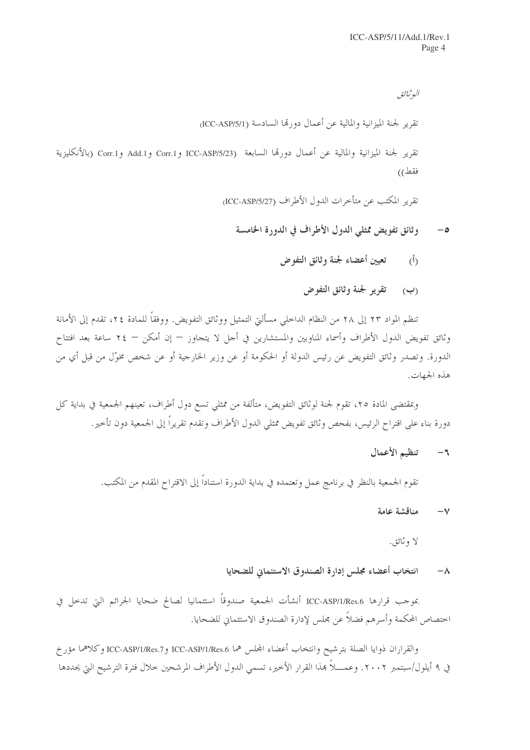*الوثائق*

تقرير لجنة الميزانية والمالية عن أعمال دورتها السادسة (ICC-ASP/5/1)

تقرير لجنة الميزانية والمالية عن أعمال دورتها السابعة (ICC-ASP/5/23 وCorr.1 وAdd.1 وCorr.1 (بالأنكليزية فقط))

تقرير المكتب عن متأخرات الدول الأطراف (ICC-ASP/5/27)

### ٥- وثائق تفويض ممثلي الدول الأطراف في الدورة الخامسة

#### (أ) تعيين أعضاء لجنة وثائق التفوض

#### (ب) تقرير لجنة وثائق التفوض

تنظم المواد ٢٣ إلى ٢٨ من النظام الداخلي مسألتي التمثيل ووثائق التفويض. ووفقاً للمادة ٢٤، تقدم إلى الأمانة وثائق تفويض الدول الأطراف وأسماء المناوبين والمستشارين في أجل لا يتجاوز – إن أمكن – ٢٤ ساعة بعد افتتاح الدورة. وتصدر وثائق التفويض عن رئيس الدولة أو الحكومة أو عن وزير الخارجية أو عن شخص مخوّل من قبل أي من هذه الجهات.

وبمقتضى المادة ٢٥، تقوم لجنة لوثائق التفويض، متألفة من ممثلي تسع دول أطراف، تعينهم الجمعية في بداية كل دورة بناء على اقتراح الرئيس، بفحص وثائق تفويض ممثلي الدول الأطراف وتقدم تقريراً إلى الجمعية دون تأخير.

### ٦- تنظيم الأعمال

تقوم الجمعية بالنظر في برنامج عمل وتعتمده في بداية الدورة استناداً إلى الاقتراح المقدم من المكتب.

### ٧- مناقشة عامة

لا وثائق.

### ٨- انتخاب أعضاء مجلس إدارة الصندوق الاستئماني للضحايا

بموجب قرارها ICC-ASP/1/Res.6 أنشأت الجمعية صندوقاً استئمانيا لصالح ضحايا الجرائم التي تدخل في اختصاص المحكمة وأسرهم فضلاً عن مجلس لإدارة الصندوق الاستئماني للضحايا.

والقراران ذوايا الصلة بترشيح وانتخاب أعضاء المجلس هما ICC-ASP/1/Res.6 وICC-ASP/1/Res.7 وكلاهما مؤرخ في ٩ أيلول/سبتمبر ٢٠٠٢. وعمـــلاً بهذا القرار الأخير، تسمي الدول الأطراف المرشحين خلال فترة الترشيح التي يحددها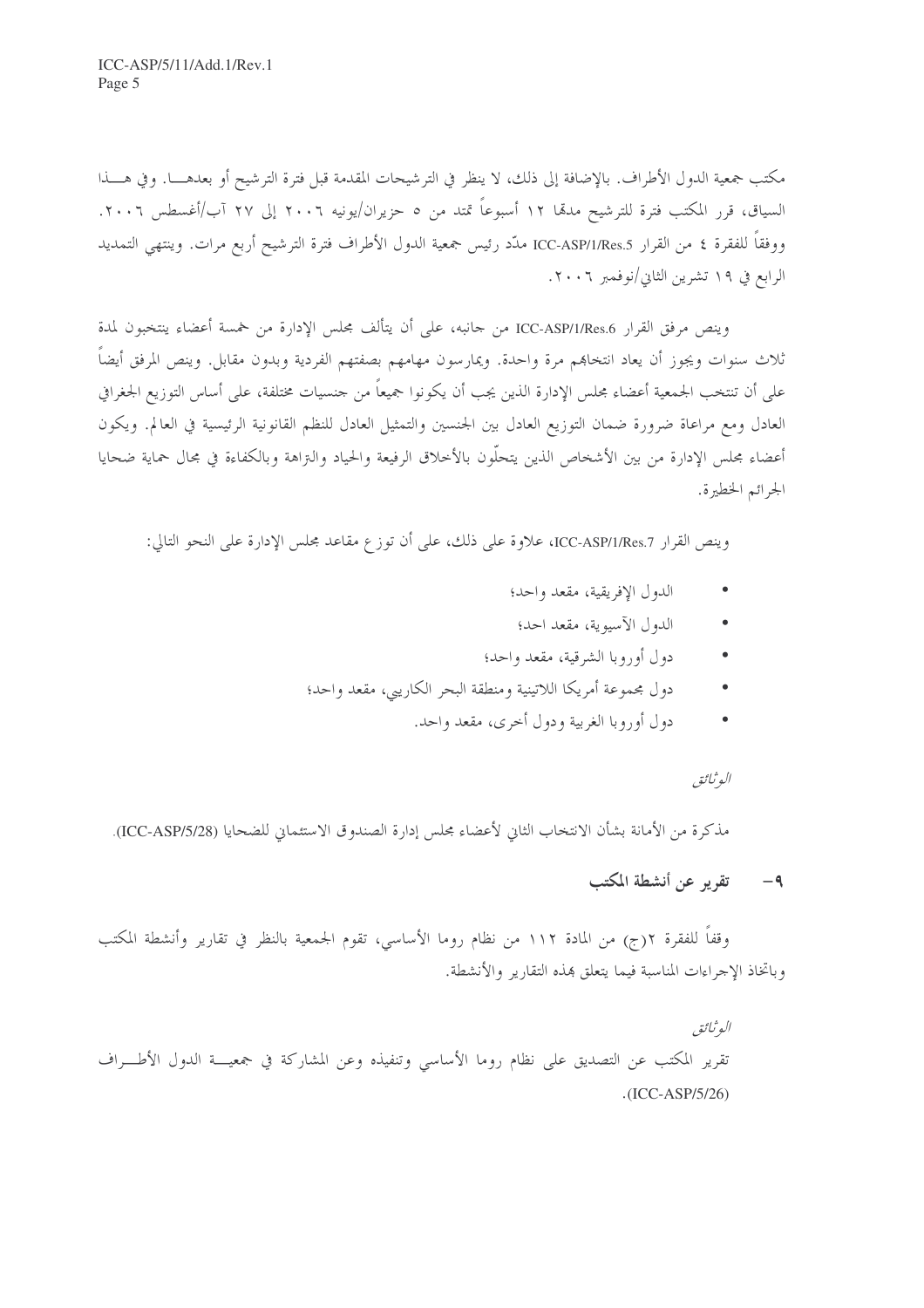مكتب جمعية الدول الأطراف. بالإضافة إلى ذلك، لا ينظر في الترشيحات المقدمة قبل فترة الترشيح أو بعدهـا. وفي هـذا السياق، قرر المكتب فترة للترشيح مدهّا ١٢ أسبوعاً تمتد من ٥ حزيران/يونيه ٢٠٠٦ إلى ٢٧ آب/أغسطس ٢٠٠٦. ووفقاً للفقرة ٤ من القرار ICC-ASP/1/Res.5 مدّد رئيس جمعية الدول الأطراف فترة الترشيح أربع مرات. وينتهي التمديد الرابع في ١٩ تشرين الثاني/نوفمبر ٢٠٠٦.

وينص مرفق القرار ICC-ASP/1/Res.6 من جانبه، على أن يتألف مجلس الإدارة من خمسة أعضاء ينتخبون لمدة ثلاث سنوات ويجوز أن يعاد انتخابهم مرة واحدة. ويمارسون مهامهم بصفتهم الفردية وبدون مقابل. وينص المرفق أيضاً على أن تنتخب الجمعية أعضاء مجلس الإدارة الذين يجب أن يكونوا جميعاً من جنسيات مختلفة، على أساس التوزيع الجغرافي العادل ومع مراعاة ضرورة ضمان التوزيع العادل بين الجنسين والتمثيل العادل للنظم القانونية الرئيسية في العالم. ويكون أعضاء مجلس الإدارة من بين الأشخاص الذين يتحلّون بالأخلاق الرفيعة والحياد والنزاهة وبالكفاءة في مجال حماية ضحايا الجرائم الخطيرة.

وينص القرار ICC-ASP/1/Res.7، علاوة على ذلك، على أن توزع مقاعد مجلس الإدارة على النحو التالي:

- الدول الإفريقية، مقعد واحد؛
- الدول الآسيوية، مقعد احد؛
- دول أوروبا الشرقية، مقعد واحد؛
- دول مجموعة أمريكا اللاتينية ومنطقة البحر الكاريبي، مقعد واحد؛
- دول أوروبا الغربية ودول أخرى، مقعد واحد.

*الوثائق*

مذكرة من الأمانة بشأن الانتخاب الثاني لأعضاء مجلس إدارة الصندوق الاستئماني للضحايا (ICC-ASP/5/28).

## ٩- تقرير عن أنشطة المكتب

وفقاً للفقرة ٢(ج) من المادة ١١٢ من نظام روما الأساسي، تقوم الجمعية بالنظر في تقارير وأنشطة المكتب وباتخاذ الإجراءات المناسبة فيما يتعلق بهذه التقارير والأنشطة.

*الوثائق*

تقرير المكتب عن التصديق على نظام روما الأساسي وتنفيذه وعن المشاركة في جمعية الدول الأطراف (ICC-ASP/5/26).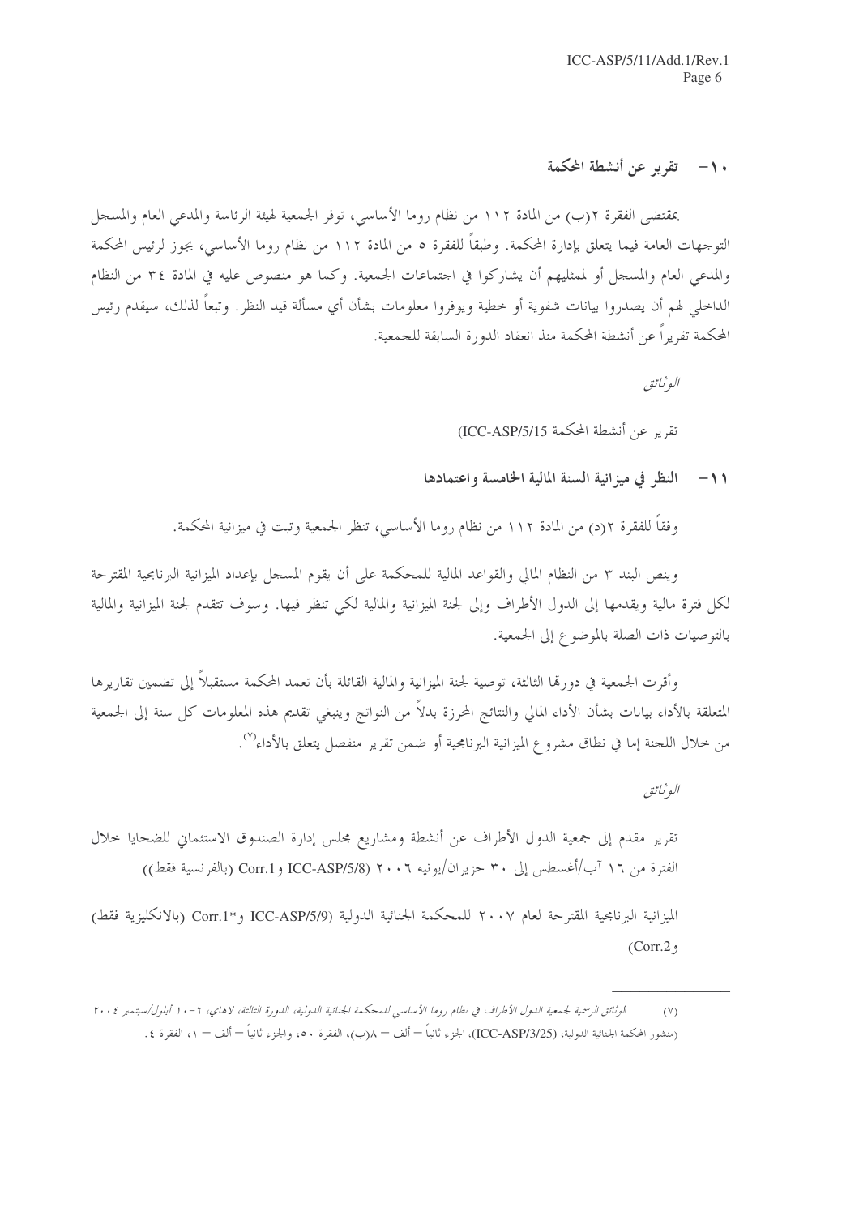### ١٠– تقرير عن أنشطة المحكمة

بمقتضى الفقرة ٢(ب) من المادة ١١٢ من نظام روما الأساسي، توفر الجمعية لهيئة الرئاسة والمدعي العام والمسجل التوجهات العامة فيما يتعلق بإدارة المحكمة. وطبقاً للفقرة ٥ من المادة ١١٢ من نظام روما الأساسي، يجوز لرئيس المحكمة والمدعي العام والمسجل أو لممثليهم أن يشاركوا في اجتماعات الجمعية. وكما هو منصوص عليه في المادة ٣٤ من النظام الداخلي لهم أن يصدروا بيانات شفوية أو خطية ويوفروا معلومات بشأن أي مسألة قيد النظر. وتبعاً لذلك، سيقدم رئيس المحكمة تقريراً عن أنشطة المحكمة منذ انعقاد الدورة السابقة للجمعية.

*الوثائق*

تقرير عن أنشطة المحكمة (ICC-ASP/5/15)

### ١١– النظر في ميزانية السنة المالية الخامسة واعتمادها

وفقاً للفقرة ٢(د) من المادة ١١٢ من نظام روما الأساسي، تنظر الجمعية وتبت في ميزانية المحكمة.

وينص البند ٣ من النظام المالي والقواعد المالية للمحكمة على أن يقوم المسجل بإعداد الميزانية البرنامجية المقترحة لكل فترة مالية ويقدمها إلى الدول الأطراف وإلى لجنة الميزانية والمالية لكي تنظر فيها. وسوف تتقدم لجنة الميزانية والمالية بالتوصيات ذات الصلة بالموضوع إلى الجمعية.

وأقرت الجمعية في دورتها الثالثة، توصية لجنة الميزانية والمالية القائلة بأن تعمد المحكمة مستقبلاً إلى تضمين تقاريرها المتعلقة بالأداء بيانات بشأن الأداء المالي والنتائج المحرزة بدلاً من النواتج وينبغي تقديم هذه المعلومات كل سنة إلى الجمعية من خلال اللجنة إما في نطاق مشروع الميزانية البرنامجية أو ضمن تقرير منفصل يتعلق بالأداء[٧].

*الوثائق*

تقرير مقدم إلى جمعية الدول الأطراف عن أنشطة ومشاريع مجلس إدارة الصندوق الاستئماني للضحايا خلال الفترة من ١٦ آب/أغسطس إلى ٣٠ حزيران/يونيه ٢٠٠٦ (ICC-ASP/5/8 وCorr.1 (بالفرنسية فقط))

الميزانية البرنامجية المقترحة لعام ٢٠٠٧ للمحكمة الجنائية الدولية (ICC-ASP/5/9 و*Corr.1 (بالانكليزية فقط) وCorr.2)

---

(٧) *الوثائق الرسمية لجمعية الدول الأطراف في نظام روما الأساسي للمحكمة الجنائية الدولية، الدورة الثالثة، لاهاي، ٦–١٠ أيلول/سبتمبر ٢٠٠٤* (منشور المحكمة الجنائية الدولية، (ICC-ASP/3/25)، الجزء ثانياً – ألف – ٨(ب)، الفقرة ٥٠، والجزء ثانياً – ألف – ١، الفقرة ٤.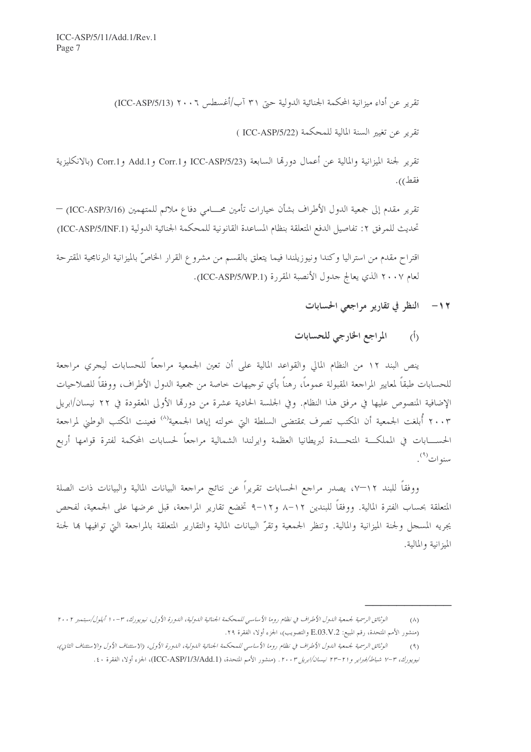تقرير عن أداء ميزانية المحكمة الجنائية الدولية حتى ٣١ آب/أغسطس ٢٠٠٦ (ICC-ASP/5/13)

تقرير عن تغيير السنة المالية للمحكمة (ICC-ASP/5/22 )

تقرير لجنة الميزانية والمالية عن أعمال دورتها السابعة (ICC-ASP/5/23 وCorr.1 وAdd.1 وCorr.1 (بالانكليزية فقط)).

تقرير مقدم إلى جمعية الدول الأطراف بشأن خيارات تأمين محـــامي دفاع ملائم للمتهمين (ICC-ASP/3/16) — تحديث للمرفق ٢: تفاصيل الدفع المتعلقة بنظام المساعدة القانونية للمحكمة الجنائية الدولية (ICC-ASP/5/INF.1)

اقتراح مقدم من استراليا وكندا ونيوزيلندا فيما يتعلق بالقسم من مشروع القرار الخاصّ بالميزانية البرنامجية المقترحة لعام ٢٠٠٧ الذي يعالج جدول الأنصبة المقررة (ICC-ASP/5/WP.1).

## ١٢- النظر في تقارير مراجعي الحسابات

### (أ) المراجع الخارجي للحسابات

ينص البند ١٢ من النظام المالي والقواعد المالية على أن تعين الجمعية مراجعاً للحسابات ليجري مراجعة للحسابات طبقاً لمعايير المراجعة المقبولة عموماً، رهناً بأي توجيهات خاصة من جمعية الدول الأطراف، ووفقاً للصلاحيات الإضافية المنصوص عليها في مرفق هذا النظام. وفي الجلسة الحادية عشرة من دورتها الأولى المعقودة في ٢٢ نيسان/ابريل ٢٠٠٣ أُبلغت الجمعية أن المكتب تصرف بمقتضى السلطة التي خولته إياها الجمعية[٨] فعينت المكتب الوطني لمراجعة الحســـابات في المملكـــة المتحـــدة لبريطانيا العظمة وايرلندا الشمالية مراجعاً لحسابات المحكمة لفترة قوامها أربع سنوات[٩].

ووفقاً للبند ١٢-٧، يصدر مراجع الحسابات تقريراً عن نتائج مراجعة البيانات المالية والبيانات ذات الصلة المتعلقة بحساب الفترة المالية. ووفقاً للبندين ١٢-٨ و١٢-٩ تخضع تقارير المراجعة، قبل عرضها على الجمعية، لفحص يجريه المسجل ولجنة الميزانية والمالية. وتنظر الجمعية وتقرّ البيانات المالية والتقارير المتعلقة بالمراجعة التي توافيها بها لجنة الميزانية والمالية.

---

(٨) *الوثائق الرسمية لجمعية الدول الأطراف في نظام روما الأساسي للمحكمة الجنائية الدولية، الدورة الأولى، نيويورك، ٣-١٠ أيلول/سبتمبر ٢٠٠٢* (منشور الأمم المتحدة، رقم المبيع: E.03.V.2 والتصويب)، الجزء أولا، الفقرة ٢٩.

(٩) *الوثائق الرسمية لجمعية الدول الأطراف في نظام روما الأساسي للمحكمة الجنائية الدولية، الدورة الأولى، (الاستئناف الأول والاستئناف الثاني)، نيويورك، ٣-٧ شباط/فبراير و٢١-٢٣ نيسان/ابريل ٢٠٠٣*. (منشور الأمم المتحدة، (ICC-ASP/1/3/Add.1)، الجزء أولا، الفقرة ٤٠.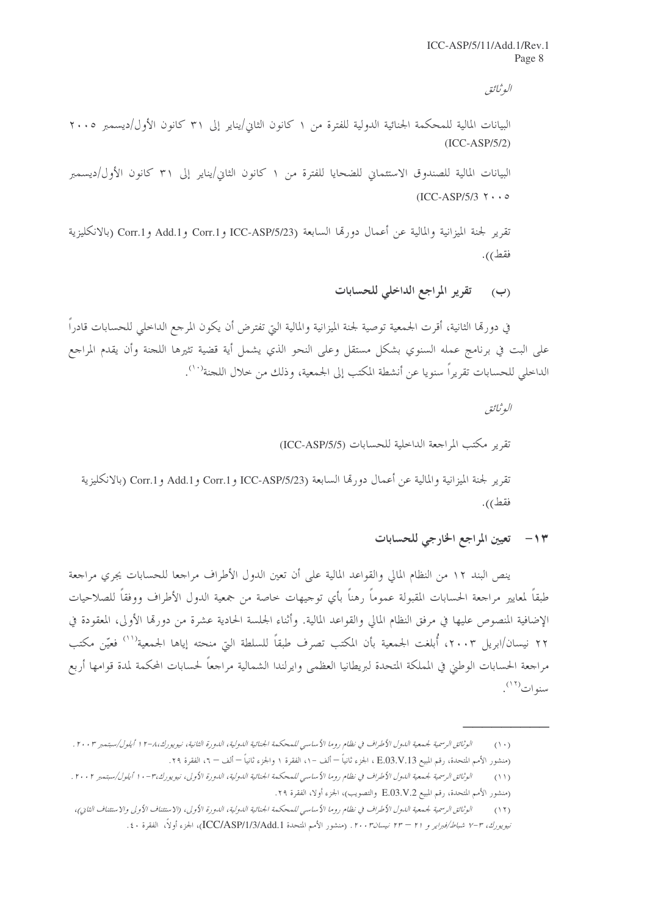*الوثائق*

البيانات المالية للمحكمة الجنائية الدولية للفترة من ١ كانون الثاني/يناير إلى ٣١ كانون الأول/ديسمبر ٢٠٠٥ (ICC-ASP/5/2)

البيانات المالية للصندوق الاستئماني للضحايا للفترة من ١ كانون الثاني/يناير إلى ٣١ كانون الأول/ديسمبر ٢٠٠٥ (ICC-ASP/5/3)

تقرير لجنة الميزانية والمالية عن أعمال دورتها السابعة (ICC-ASP/5/23 وCorr.1 وAdd.1 وCorr.1 (بالانكليزية فقط)).

### (ب) تقرير المراجع الداخلي للحسابات

في دورتها الثانية، أقرت الجمعية توصية لجنة الميزانية والمالية التي تفترض أن يكون المرجع الداخلي للحسابات قادراً على البت في برنامج عمله السنوي بشكل مستقل وعلى النحو الذي يشمل أية قضية تثيرها اللجنة وأن يقدم المراجع الداخلي للحسابات تقريراً سنويا عن أنشطة المكتب إلى الجمعية، وذلك من خلال اللجنة[10].

*الوثائق*

تقرير مكتب المراجعة الداخلية للحسابات (ICC-ASP/5/5)

تقرير لجنة الميزانية والمالية عن أعمال دورتها السابعة (ICC-ASP/5/23 وCorr.1 وAdd.1 وCorr.1 (بالانكليزية فقط)).

## ١٣- تعيين المراجع الخارجي للحسابات

ينص البند ١٢ من النظام المالي والقواعد المالية على أن تعين الدول الأطراف مراجعا للحسابات يجري مراجعة طبقاً لمعايير مراجعة الحسابات المقبولة عموماً رهناً بأي توجيهات خاصة من جمعية الدول الأطراف ووفقاً للصلاحيات الإضافية المنصوص عليها في مرفق النظام المالي والقواعد المالية. وأثناء الجلسة الحادية عشرة من دورتها الأولى، المعقودة في ٢٢ نيسان/ابريل ٢٠٠٣، أُبلغت الجمعية بأن المكتب تصرف طبقاً للسلطة التي منحته إياها الجمعية[11] فعيّن مكتب مراجعة الحسابات الوطني في المملكة المتحدة لبريطانيا العظمى وايرلندا الشمالية مراجعاً لحسابات المحكمة لمدة قوامها أربع سنوات[12].

---

(١٠) *الوثائق الرسمية لجمعية الدول الأطراف في نظام روما الأساسي للمحكمة الجنائية الدولية، الدورة الثانية، نيويورك، ٨-١٢ أيلول/سبتمبر ٢٠٠٣*. (منشور الأمم المتحدة، رقم المبيع E.03.V.13، الجزء ثانياً – ألف -١، الفقرة ١ والجزء ثانياً – ألف – ٦، الفقرة ٢٩.

(١١) *الوثائق الرسمية لجمعية الدول الأطراف في نظام روما الأساسي للمحكمة الجنائية الدولية، الدورة الأولى، نيويورك، ٣-١٠ أيلول/سبتمبر ٢٠٠٢*. (منشور الأمم المتحدة، رقم المبيع E.03.V.2 والتصويب)، الجزء أولا، الفقرة ٢٩.

(١٢) *الوثائق الرسمية لجمعية الدول الأطراف في نظام روما الأساسي للمحكمة الجنائية الدولية، الدورة الأولى، (الاستئناف الأولى والاستئناف الثاني)، نيويورك، ٣-٧ شباط/فبراير و ٢١ – ٢٣ نيسان ٢٠٠٣*. (منشور الأمم المتحدة ICC/ASP/1/3/Add.1)، الجزء أولاً، الفقرة ٤٠.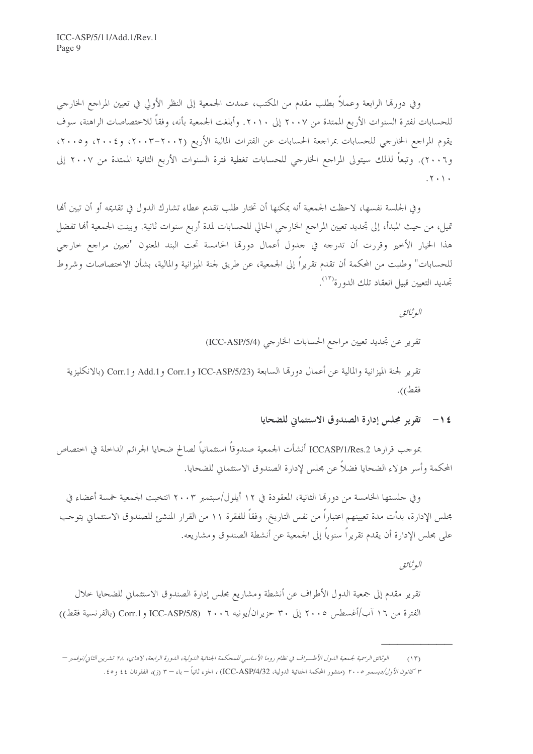وفي دورتها الرابعة وعملاً بطلب مقدم من المكتب، عمدت الجمعية إلى النظر الأولي في تعيين المراجع الخارجي للحسابات لفترة السنوات الأربع الممتدة من ٢٠٠٧ إلى ٢٠١٠. وأبلغت الجمعية بأنه، وفقاً للاختصاصات الراهنة، سوف يقوم المراجع الخارجي للحسابات بمراجعة الحسابات عن الفترات المالية الأربع (٢٠٠٢-٢٠٠٣، و٢٠٠٤، و٢٠٠٥، و٢٠٠٦). وتبعاً لذلك سيتولى المراجع الخارجي للحسابات تغطية فترة السنوات الأربع الثانية الممتدة من ٢٠٠٧ إلى ٢٠١٠.

وفي الجلسة نفسها، لاحظت الجمعية أنه يمكنها أن تختار طلب تقديم عطاء تشارك الدول في تقديمه أو أن تبين أنها تميل، من حيث المبدأ، إلى تجديد تعيين المراجع الخارجي الحالي للحسابات لمدة أربع سنوات ثانية. وبينت الجمعية أنها تفضل هذا الخيار الأخير وقررت أن تدرجه في جدول أعمال دورتها الخامسة تحت البند المعنون "تعيين مراجع خارجي للحسابات" وطلبت من المحكمة أن تقدم تقريراً إلى الجمعية، عن طريق لجنة الميزانية والمالية، بشأن الاختصاصات وشروط تجديد التعيين قبيل انعقاد تلك الدورة[١٣].

*الوثائق*

تقرير عن تجديد تعيين مراجع الحسابات الخارجي (ICC-ASP/5/4)

تقرير لجنة الميزانية والمالية عن أعمال دورتها السابعة (ICC-ASP/5/23 وCorr.1 وAdd.1 وCorr.1 (بالانكليزية فقط)).

## ١٤- تقرير مجلس إدارة الصندوق الاستئماني للضحايا

بموجب قرارها ICCASP/1/Res.2 أنشأت الجمعية صندوقاً استئمانياً لصالح ضحايا الجرائم الداخلة في اختصاص المحكمة وأسر هؤلاء الضحايا فضلاً عن مجلس لإدارة الصندوق الاستئماني للضحايا.

وفي جلستها الخامسة من دورتها الثانية، المعقودة في ١٢ أيلول/سبتمبر ٢٠٠٣ انتخبت الجمعية خمسة أعضاء في مجلس الإدارة، بدأت مدة تعيينهم اعتباراً من نفس التاريخ. وفقاً للفقرة ١١ من القرار المنشئ للصندوق الاستئماني يتوجب على مجلس الإدارة أن يقدم تقريراً سنوياً إلى الجمعية عن أنشطة الصندوق ومشاريعه.

*الوثائق*

تقرير مقدم إلى جمعية الدول الأطراف عن أنشطة ومشاريع مجلس إدارة الصندوق الاستئماني للضحايا خلال الفترة من ١٦ آب/أغسطس ٢٠٠٥ إلى ٣٠ حزيران/يونيه ٢٠٠٦ (ICC-ASP/5/8 وCorr.1 (بالفرنسية فقط))

---

(١٣) *الوثائق الرسمية لجمعية الدول الأطراف في نظام روما الأساسي للمحكمة الجنائية الدولية، الدورة الرابعة، لاهاي، ٢٨ تشرين الثاني/نوفمبر - ٣ كانون الأول/ديسمبر ٢٠٠٥* (منشور المحكمة الجنائية الدولية، ICC-ASP/4/32) ، الجزء ثانياً - باء - ٣ (ز)، الفقرتان ٤٤ و٤٥.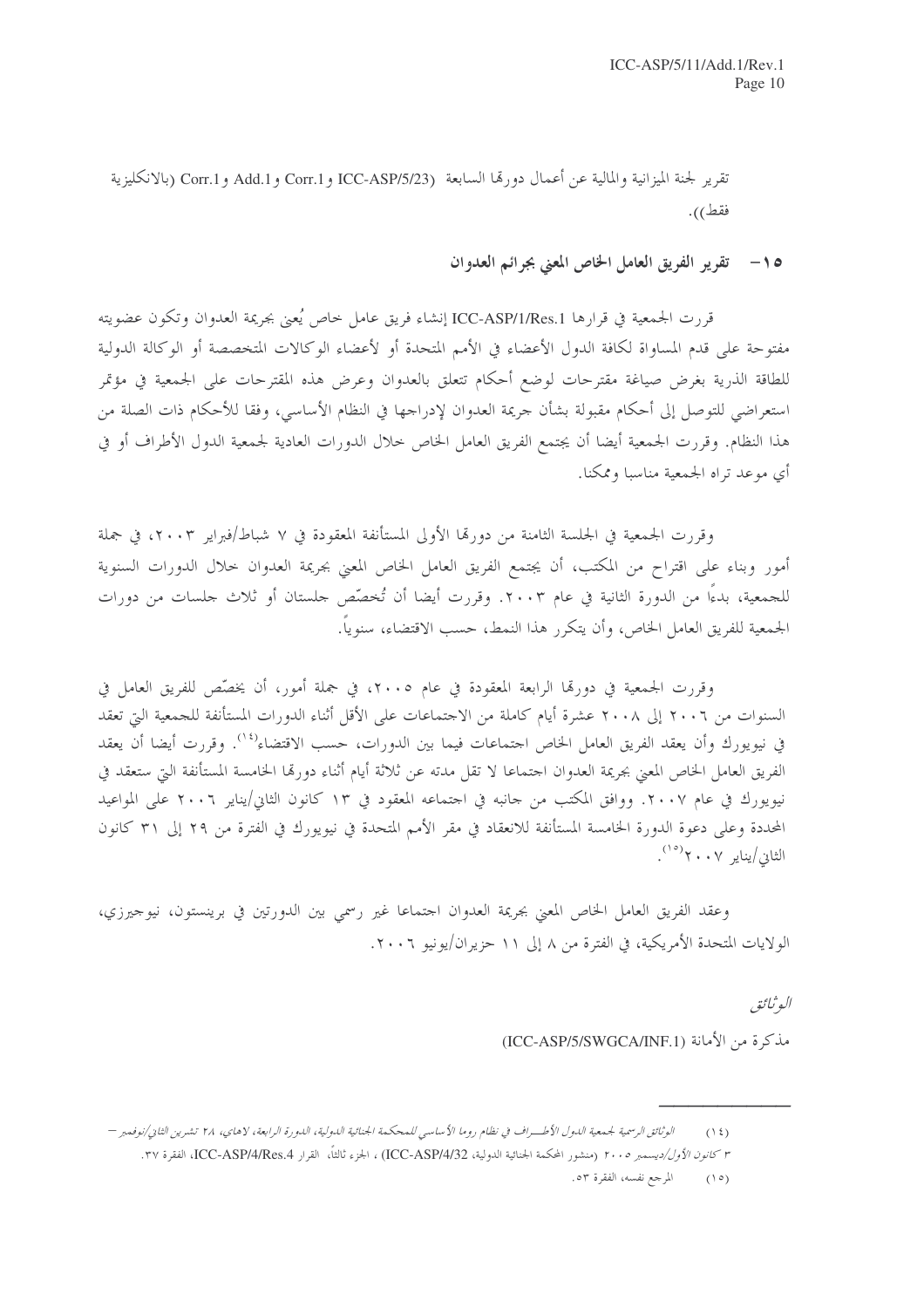تقرير لجنة الميزانية والمالية عن أعمال دورتها السابعة (ICC-ASP/5/23 وCorr.1 وAdd.1 وCorr.1 (بالانكليزية فقط)).

## ١٥- تقرير الفريق العامل الخاص المعني بجرائم العدوان

قررت الجمعية في قرارها ICC-ASP/1/Res.1 إنشاء فريق عامل خاص يُعنى بجريمة العدوان وتكون عضويته مفتوحة على قدم المساواة لكافة الدول الأعضاء في الأمم المتحدة أو لأعضاء الوكالات المتخصصة أو الوكالة الدولية للطاقة الذرية بغرض صياغة مقترحات لوضع أحكام تتعلق بالعدوان وعرض هذه المقترحات على الجمعية في مؤتمر استعراضي للتوصل إلى أحكام مقبولة بشأن جريمة العدوان لإدراجها في النظام الأساسي، وفقا للأحكام ذات الصلة من هذا النظام. وقررت الجمعية أيضا أن يجتمع الفريق العامل الخاص خلال الدورات العادية لجمعية الدول الأطراف أو في أي موعد تراه الجمعية مناسبا وممكنا.

وقررت الجمعية في الجلسة الثامنة من دورتها الأولى المستأنفة المعقودة في ٧ شباط/فبراير ٢٠٠٣، في جملة أمور وبناء على اقتراح من المكتب، أن يجتمع الفريق العامل الخاص المعني بجريمة العدوان خلال الدورات السنوية للجمعية، بدءاً من الدورة الثانية في عام ٢٠٠٣. وقررت أيضا أن تُخصّص جلستان أو ثلاث جلسات من دورات الجمعية للفريق العامل الخاص، وأن يتكرر هذا النمط، حسب الاقتضاء، سنوياً.

وقررت الجمعية في دورتها الرابعة المعقودة في عام ٢٠٠٥، في جملة أمور، أن يخصّص للفريق العامل في السنوات من ٢٠٠٦ إلى ٢٠٠٨ عشرة أيام كاملة من الاجتماعات على الأقل أثناء الدورات المستأنفة للجمعية التي تعقد في نيويورك وأن يعقد الفريق العامل الخاص اجتماعات فيما بين الدورات، حسب الاقتضاء[١٤]. وقررت أيضا أن يعقد الفريق العامل الخاص المعني بجريمة العدوان اجتماعا لا تقل مدته عن ثلاثة أيام أثناء دورتها الخامسة المستأنفة التي ستعقد في نيويورك في عام ٢٠٠٧. ووافق المكتب من جانبه في اجتماعه المعقود في ١٣ كانون الثاني/يناير ٢٠٠٦ على المواعيد المحددة وعلى دعوة الدورة الخامسة المستأنفة للانعقاد في مقر الأمم المتحدة في نيويورك في الفترة من ٢٩ إلى ٣١ كانون الثاني/يناير ٢٠٠٧[١٥].

وعقد الفريق العامل الخاص المعني بجريمة العدوان اجتماعا غير رسمي بين الدورتين في برينستون، نيوجيرزي، الولايات المتحدة الأمريكية، في الفترة من ٨ إلى ١١ حزيران/يونيو ٢٠٠٦.

*الوثائق*

مذكرة من الأمانة (ICC-ASP/5/SWGCA/INF.1)

---

(١٤) *الوثائق الرسمية لجمعية الدول الأطراف في نظام روما الأساسي للمحكمة الجنائية الدولية، الدورة الرابعة، لاهاي، ٢٨ تشرين الثاني/نوفمبر – ٣ كانون الأول/ديسمبر ٢٠٠٥* (منشور المحكمة الجنائية الدولية، ICC-ASP/4/32) ، الجزء ثالثاً، القرار ICC-ASP/4/Res.4، الفقرة ٣٧.

(١٥) المرجع نفسه، الفقرة ٥٣.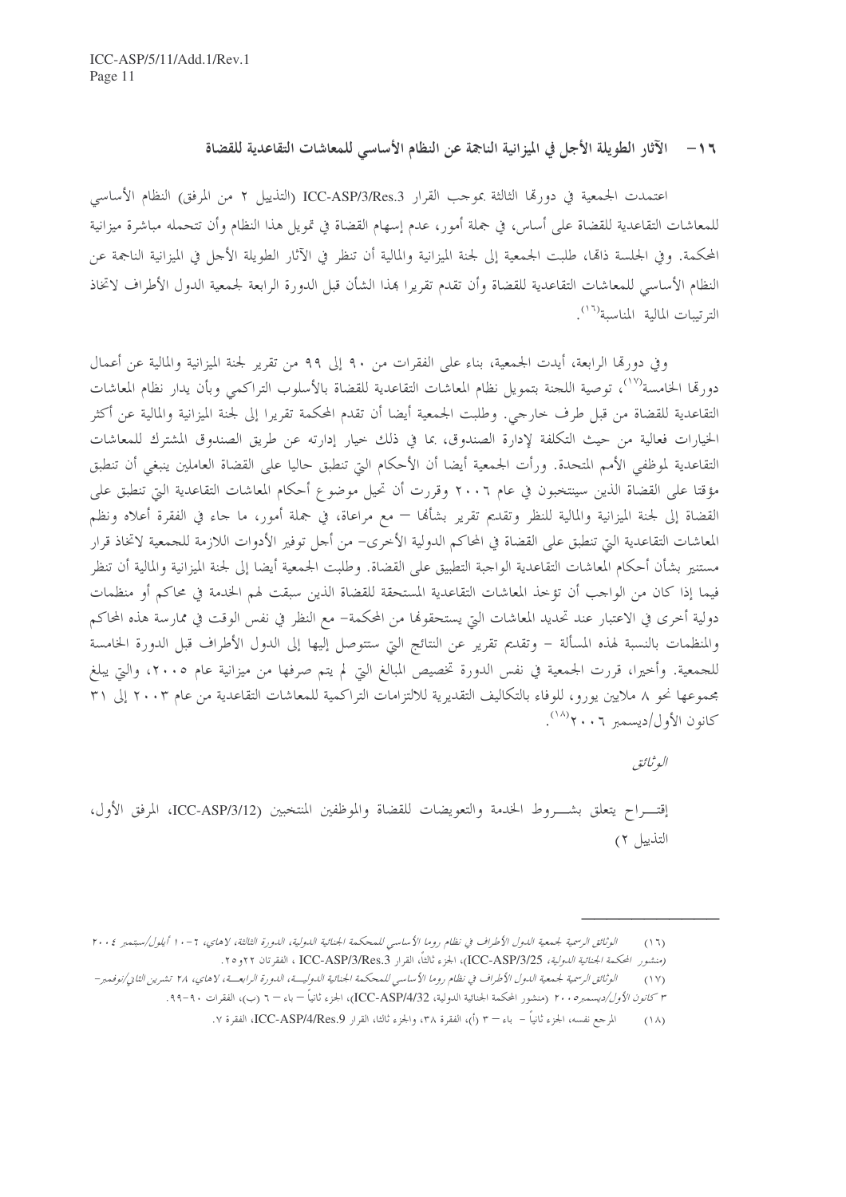## ١٦ – الآثار الطويلة الأجل في الميزانية الناجمة عن النظام الأساسي للمعاشات التقاعدية للقضاة

اعتمدت الجمعية في دورتها الثالثة بموجب القرار ICC-ASP/3/Res.3 (التذييل ٢ من المرفق) النظام الأساسي للمعاشات التقاعدية للقضاة على أساس، في جملة أمور، عدم إسهام القضاة في تمويل هذا النظام وأن تتحمله مباشرة ميزانية المحكمة. وفي الجلسة ذاتها، طلبت الجمعية إلى لجنة الميزانية والمالية أن تنظر في الآثار الطويلة الأجل في الميزانية الناجمة عن النظام الأساسي للمعاشات التقاعدية للقضاة وأن تقدم تقريرا بهذا الشأن قبل الدورة الرابعة لجمعية الدول الأطراف لاتخاذ الترتيبات المالية المناسبة[16].

وفي دورتها الرابعة، أيدت الجمعية، بناء على الفقرات من ٩٠ إلى ٩٩ من تقرير لجنة الميزانية والمالية عن أعمال دورتها الخامسة[17]، توصية اللجنة بتمويل نظام المعاشات التقاعدية للقضاة بالأسلوب التراكمي وبأن يدار نظام المعاشات التقاعدية للقضاة من قبل طرف خارجي. وطلبت الجمعية أيضا أن تقدم المحكمة تقريرا إلى لجنة الميزانية والمالية عن أكثر الخيارات فعالية من حيث التكلفة لإدارة الصندوق، بما في ذلك خيار إدارته عن طريق الصندوق المشترك للمعاشات التقاعدية لموظفي الأمم المتحدة. ورأت الجمعية أيضا أن الأحكام التي تنطبق حاليا على القضاة العاملين ينبغي أن تنطبق مؤقتا على القضاة الذين سينتخبون في عام ٢٠٠٦ وقررت أن تحيل موضوع أحكام المعاشات التقاعدية التي تنطبق على القضاة إلى لجنة الميزانية والمالية للنظر وتقديم تقرير بشأنها – مع مراعاة، في جملة أمور، ما جاء في الفقرة أعلاه ونظم المعاشات التقاعدية التي تنطبق على القضاة في المحاكم الدولية الأخرى– من أجل توفير الأدوات اللازمة للجمعية لاتخاذ قرار مستنير بشأن أحكام المعاشات التقاعدية الواجبة التطبيق على القضاة. وطلبت الجمعية أيضا إلى لجنة الميزانية والمالية أن تنظر فيما إذا كان من الواجب أن تؤخذ المعاشات التقاعدية المستحقة للقضاة الذين سبقت لهم الخدمة في محاكم أو منظمات دولية أخرى في الاعتبار عند تحديد المعاشات التي يستحقونها من المحكمة– مع النظر في نفس الوقت في ممارسة هذه المحاكم والمنظمات بالنسبة لهذه المسألة – وتقديم تقرير عن النتائج التي ستتوصل إليها إلى الدول الأطراف قبل الدورة الخامسة للجمعية. وأخيرا، قررت الجمعية في نفس الدورة تخصيص المبالغ التي لم يتم صرفها من ميزانية عام ٢٠٠٥، والتي يبلغ مجموعها نحو ٨ ملايين يورو، للوفاء بالتكاليف التقديرية للالتزامات التراكمية للمعاشات التقاعدية من عام ٢٠٠٣ إلى ٣١ كانون الأول/ديسمبر ٢٠٠٦[18].

*الوثائق*

إقتـــراح يتعلق بشـــروط الخدمة والتعويضات للقضاة والموظفين المنتخبين (ICC-ASP/3/12، المرفق الأول، التذييل ٢)

---

(١٦) *الوثائق الرسمية لجمعية الدول الأطراف في نظام روما الأساسي للمحكمة الجنائية الدولية، الدورة الثالثة، لاهاي، ٦-١٠ أيلول/سبتمبر ٢٠٠٤ (منشور المحكمة الجنائية الدولية*، ICC-ASP/3/25)، الجزء ثالثا، القرار ICC-ASP/3/Res.3 ، الفقرتان ٢٢و٢٥.

(١٧) *الوثائق الرسمية لجمعية الدول الأطراف في نظام روما الأساسي للمحكمة الجنائية الدوليـــة، الدورة الرابعـــة، لاهاي، ٢٨ تشرين الثاني/نوفمبر–٣ كانون الأول/ديسمبر٢٠٠٥* (منشور المحكمة الجنائية الدولية، ICC-ASP/4/32)، الجزء ثانياً – باء – ٦ (ب)، الفقرات ٩٠-٩٩.

(١٨) المرجع نفسه، الجزء ثانياً – باء – ٣ (أ)، الفقرة ٣٨، والجزء ثالثا، القرار ICC-ASP/4/Res.9، الفقرة ٧.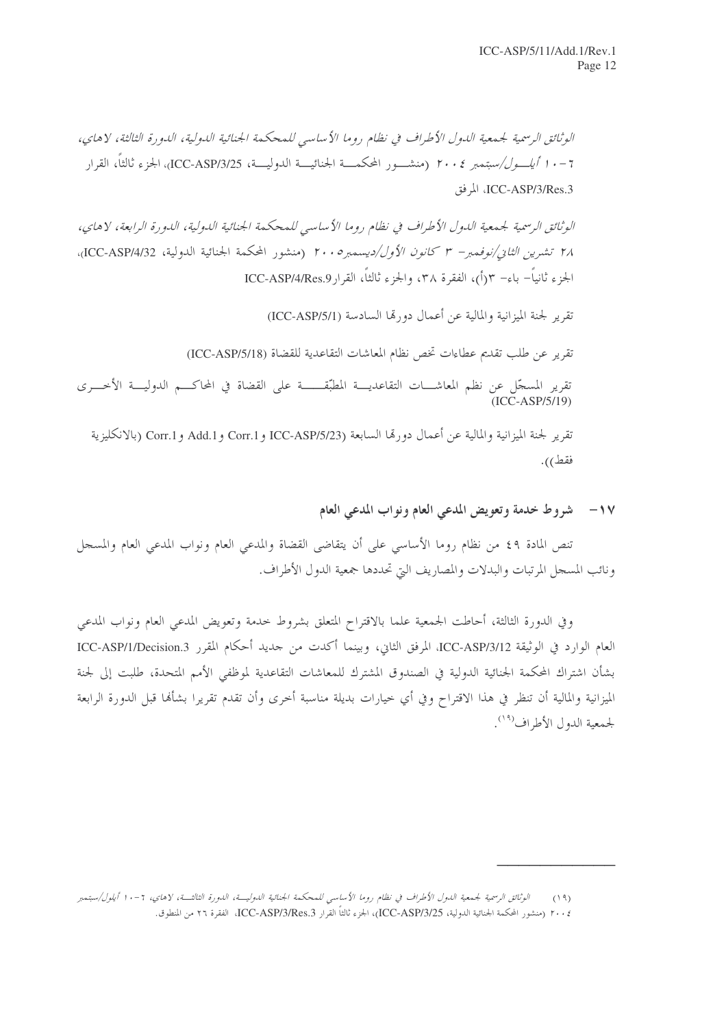*الوثائق الرسمية لجمعية الدول الأطراف في نظام روما الأساسي للمحكمة الجنائية الدولية، الدورة الثالثة، لاهاي، ٦-١٠ أيلول/سبتمبر ٢٠٠٤* (منشور المحكمة الجنائية الدولية، ICC-ASP/3/25)، الجزء ثالثاً، القرار ICC-ASP/3/Res.3، المرفق

*الوثائق الرسمية لجمعية الدول الأطراف في نظام روما الأساسي للمحكمة الجنائية الدولية، الدورة الرابعة، لاهاي، ٢٨ تشرين الثاني/نوفمبر- ٣ كانون الأول/ديسمبر٢٠٠٥* (منشور المحكمة الجنائية الدولية، ICC-ASP/4/32)، الجزء ثانياً- باء- ٣(أ)، الفقرة ٣٨، والجزء ثالثاً، القرارICC-ASP/4/Res.9

تقرير لجنة الميزانية والمالية عن أعمال دورتها السادسة (ICC-ASP/5/1)

تقرير عن طلب تقديم عطاءات تخص نظام المعاشات التقاعدية للقضاة (ICC-ASP/5/18)

تقرير المسجّل عن نظم المعاشات التقاعدية المطبّقة على القضاة في المحاكم الدولية الأخرى (ICC-ASP/5/19)

تقرير لجنة الميزانية والمالية عن أعمال دورتها السابعة (ICC-ASP/5/23 وCorr.1 وAdd.1 وCorr.1 (بالانكليزية فقط)).

## ١٧- شروط خدمة وتعويض المدعي العام ونواب المدعي العام

تنص المادة ٤٩ من نظام روما الأساسي على أن يتقاضى القضاة والمدعي العام ونواب المدعي العام والمسجل ونائب المسجل المرتبات والبدلات والمصاريف التي تحددها جمعية الدول الأطراف.

وفي الدورة الثالثة، أحاطت الجمعية علما بالاقتراح المتعلق بشروط خدمة وتعويض المدعي العام ونواب المدعي العام الوارد في الوثيقة ICC-ASP/3/12، المرفق الثاني، وبينما أكدت من جديد أحكام المقرر ICC-ASP/1/Decision.3 بشأن اشتراك المحكمة الجنائية الدولية في الصندوق المشترك للمعاشات التقاعدية لموظفي الأمم المتحدة، طلبت إلى لجنة الميزانية والمالية أن تنظر في هذا الاقتراح وفي أي خيارات بديلة مناسبة أخرى وأن تقدم تقريرا بشأنها قبل الدورة الرابعة لجمعية الدول الأطراف[19].

---

(١٩) *الوثائق الرسمية لجمعية الدول الأطراف في نظام روما الأساسي للمحكمة الجنائية الدولية، الدورة الثالثة، لاهاي، ٦-١٠ أيلول/سبتمبر ٢٠٠٤* (منشور المحكمة الجنائية الدولية، ICC-ASP/3/25)، الجزء ثالثاً القرار ICC-ASP/3/Res.3، الفقرة ٢٦ من المنطوق.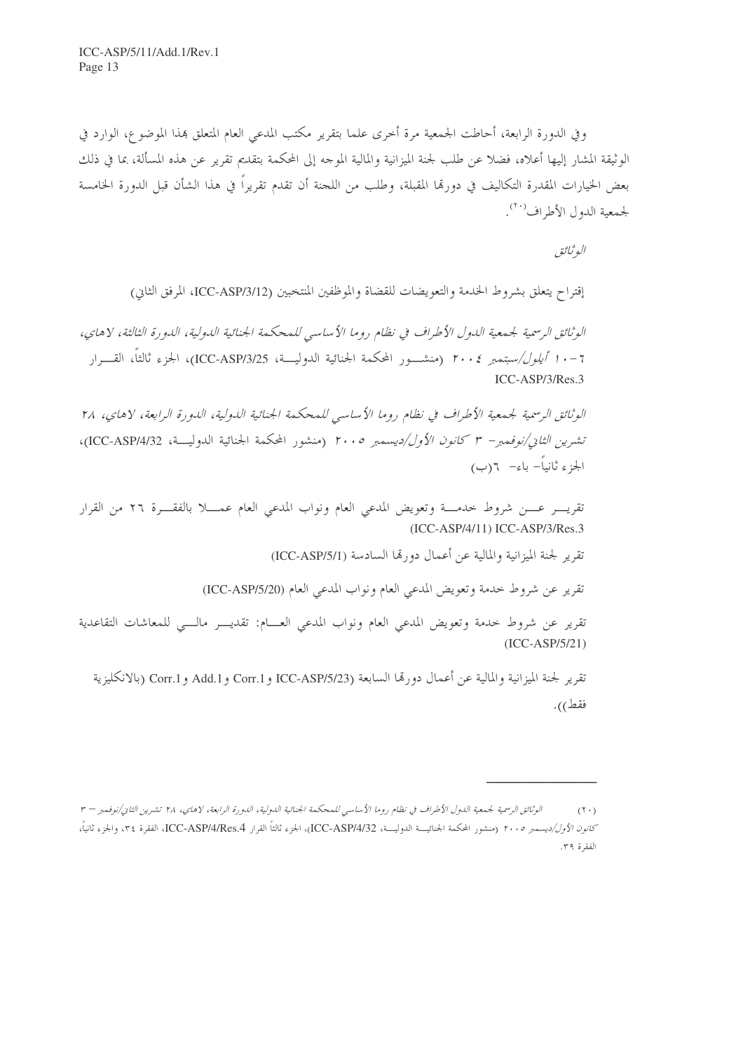وفي الدورة الرابعة، أحاطت الجمعية مرة أخرى علما بتقرير مكتب المدعي العام المتعلق بهذا الموضوع، الوارد في الوثيقة المشار إليها أعلاه، فضلا عن طلب لجنة الميزانية والمالية الموجه إلى المحكمة بتقديم تقرير عن هذه المسألة، بما في ذلك بعض الخيارات المقدرة التكاليف في دورتها المقبلة، وطلب من اللجنة أن تقدم تقريراً في هذا الشأن قبل الدورة الخامسة لجمعية الدول الأطراف[٢٠].

*الوثائق*

إقتراح يتعلق بشروط الخدمة والتعويضات للقضاة والموظفين المنتخبين (ICC-ASP/3/12، المرفق الثاني)

*الوثائق الرسمية لجمعية الدول الأطراف في نظام روما الأساسي للمحكمة الجنائية الدولية، الدورة الثالثة، لاهاي، ٦-١٠ أيلول/سبتمبر ٢٠٠٤* (منشور المحكمة الجنائية الدولية، ICC-ASP/3/25)، الجزء ثالثاً، القرار ICC-ASP/3/Res.3

*الوثائق الرسمية لجمعية الأطراف في نظام روما الأساسي للمحكمة الجنائية الدولية، الدورة الرابعة، لاهاي، ٢٨ تشرين الثاني/نوفمبر- ٣ كانون الأول/ديسمبر ٢٠٠٥* (منشور المحكمة الجنائية الدولية، ICC-ASP/4/32)، الجزء ثانياً- باء- ٦(ب)

تقرير عن شروط خدمة وتعويض المدعي العام ونواب المدعي العام عملا بالفقرة ٢٦ من القرار ICC-ASP/3/Res.3 (ICC-ASP/4/11)

تقرير لجنة الميزانية والمالية عن أعمال دورتها السادسة (ICC-ASP/5/1)

تقرير عن شروط خدمة وتعويض المدعي العام ونواب المدعي العام (ICC-ASP/5/20)

تقرير عن شروط خدمة وتعويض المدعي العام ونواب المدعي العام: تقدير مالي للمعاشات التقاعدية (ICC-ASP/5/21)

تقرير لجنة الميزانية والمالية عن أعمال دورتها السابعة (ICC-ASP/5/23 وCorr.1 وAdd.1 وCorr.1 (بالانكليزية فقط)).

---

(٢٠) *الوثائق الرسمية لجمعية الدول الأطراف في نظام روما الأساسي للمحكمة الجنائية الدولية، الدورة الرابعة، لاهاي، ٢٨ تشرين الثاني/نوفمبر – ٣ كانون الأول/ديسمبر ٢٠٠٥* (منشور المحكمة الجنائية الدولية، ICC-ASP/4/32)، الجزء ثالثاً القرار ICC-ASP/4/Res.4، الفقرة ٣٤، والجزء ثانياً، الفقرة ٣٩.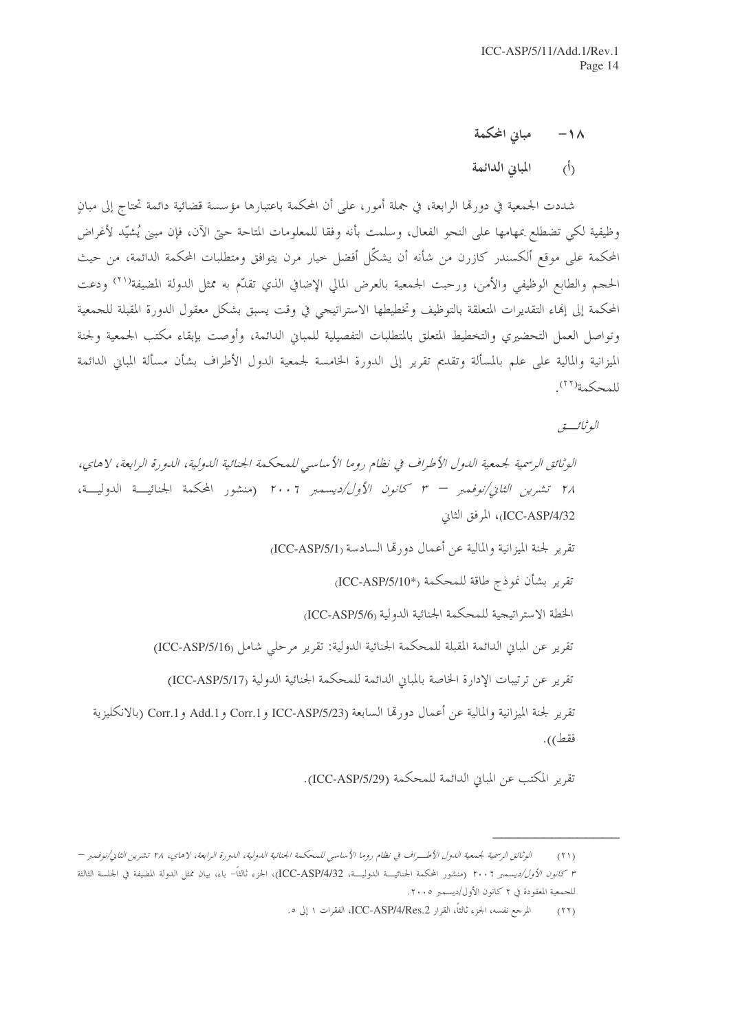## ١٨- مباني المحكمة

### (أ) المباني الدائمة

شددت الجمعية في دورتها الرابعة، في جملة أمور، على أن المحكمة باعتبارها مؤسسة قضائية دائمة تحتاج إلى مبانٍ وظيفية لكي تضطلع بمهامها على النحو الفعال، وسلمت بأنه وفقا للمعلومات المتاحة حتى الآن، فإن مبنى يُشيّد لأغراض المحكمة على موقع ألكسندر كازرن من شأنه أن يشكّل أفضل خيار مرن يتوافق ومتطلبات المحكمة الدائمة، من حيث الحجم والطابع الوظيفي والأمن، ورحبت الجمعية بالعرض المالي الإضافي الذي تقدّم به ممثل الدولة المضيفة[٢١] ودعت المحكمة إلى إنهاء التقديرات المتعلقة بالتوظيف وتخطيطها الاستراتيجي في وقت يسبق بشكل معقول الدورة المقبلة للجمعية وتواصل العمل التحضيري والتخطيط المتعلق بالمتطلبات التفصيلية للمباني الدائمة، وأوصت بإبقاء مكتب الجمعية ولجنة الميزانية والمالية على علم بالمسألة وتقديم تقرير إلى الدورة الخامسة لجمعية الدول الأطراف بشأن مسألة المباني الدائمة للمحكمة[٢٢].

*الوثائق*

*الوثائق الرسمية لجمعية الدول الأطراف في نظام روما الأساسي للمحكمة الجنائية الدولية، الدورة الرابعة، لاهاي، ٢٨ تشرين الثاني/نوفمبر – ٣ كانون الأول/ديسمبر ٢٠٠٦* (منشور المحكمة الجنائية الدولية، ICC-ASP/4/32)، المرفق الثاني

تقرير لجنة الميزانية والمالية عن أعمال دورتها السادسة (ICC-ASP/5/1)

تقرير بشأن نموذج طاقة للمحكمة (ICC-ASP/5/10*)

الخطة الاستراتيجية للمحكمة الجنائية الدولية (ICC-ASP/5/6)

تقرير عن المباني الدائمة المقبلة للمحكمة الجنائية الدولية: تقرير مرحلي شامل (ICC-ASP/5/16)

تقرير عن ترتيبات الإدارة الخاصة بالمباني الدائمة للمحكمة الجنائية الدولية (ICC-ASP/5/17)

تقرير لجنة الميزانية والمالية عن أعمال دورتها السابعة (ICC-ASP/5/23 وCorr.1 وAdd.1 وCorr.1 (بالانكليزية فقط)).

تقرير المكتب عن المباني الدائمة للمحكمة (ICC-ASP/5/29).

---

(٢١) *الوثائق الرسمية لجمعية الدول الأطراف في نظام روما الأساسي للمحكمة الجنائية الدولية، الدورة الرابعة، لاهاي، ٢٨ تشرين الثاني/نوفمبر – ٣ كانون الأول/ديسمبر ٢٠٠٦* (منشور المحكمة الجنائية الدولية، ICC-ASP/4/32)، الجزء ثالثاً- باء، بيان ممثل الدولة المضيفة في الجلسة الثالثة للجمعية المعقودة في ٢ كانون الأول/ديسمبر ٢٠٠٥.

(٢٢) المرجع نفسه، الجزء ثالثاً، القرار ICC-ASP/4/Res.2، الفقرات ١ إلى ٥.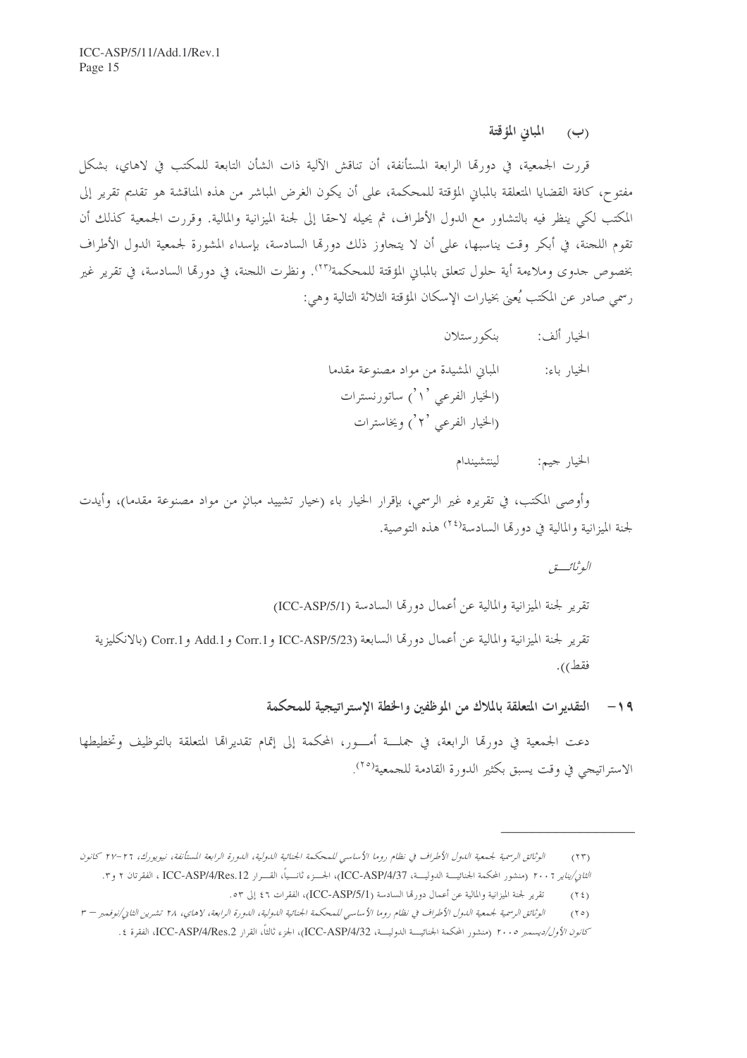### (ب) المباني المؤقتة

قررت الجمعية، في دورتها الرابعة المستأنفة، أن تناقش الآلية ذات الشأن التابعة للمكتب في لاهاي، بشكل مفتوح، كافة القضايا المتعلقة بالمباني المؤقتة للمحكمة، على أن يكون الغرض المباشر من هذه المناقشة هو تقديم تقرير إلى المكتب لكي ينظر فيه بالتشاور مع الدول الأطراف، ثم يحيله لاحقا إلى لجنة الميزانية والمالية. وقررت الجمعية كذلك أن تقوم اللجنة، في أبكر وقت يناسبها، على أن لا يتجاوز ذلك دورتها السادسة، بإسداء المشورة لجمعية الدول الأطراف بخصوص جدوى وملاءمة أية حلول تتعلق بالمباني المؤقتة للمحكمة[٢٣]. ونظرت اللجنة، في دورتها السادسة، في تقرير غير رسمي صادر عن المكتب يُعنى بخيارات الإسكان المؤقتة الثلاثة التالية وهي:

الخيار ألف: بنكورستلان

الخيار باء: المباني المشيدة من مواد مصنوعة مقدما
(الخيار الفرعي '١') ساتورنسترات
(الخيار الفرعي '٢') ويخاسترات

الخيار جيم: لينتشيندام

وأوصى المكتب، في تقريره غير الرسمي، بإقرار الخيار باء (خيار تشييد مبانٍ من مواد مصنوعة مقدما)، وأيدت لجنة الميزانية والمالية في دورتها السادسة[٢٤] هذه التوصية.

*الوثائـــق*

تقرير لجنة الميزانية والمالية عن أعمال دورتها السادسة (ICC-ASP/5/1)

تقرير لجنة الميزانية والمالية عن أعمال دورتها السابعة (ICC-ASP/5/23 وCorr.1 وAdd.1 وCorr.1 (بالانكليزية فقط)).

## ١٩- التقديرات المتعلقة بالملاك من الموظفين والخطة الإستراتيجية للمحكمة

دعت الجمعية في دورتها الرابعة، في جملـــة أمـــور، المحكمة إلى إتمام تقديراتها المتعلقة بالتوظيف وتخطيطها الاستراتيجي في وقت يسبق بكثير الدورة القادمة للجمعية[٢٥].

---

(٢٣) *الوثائق الرسمية لجمعية الدول الأطراف في نظام روما الأساسي للمحكمة الجنائية الدولية، الدورة الرابعة المستأنفة، نيويورك، ٢٦-٢٧ كانون الثاني/يناير ٢٠٠٦* (منشور المحكمة الجنائيـــة الدوليـــة، ICC-ASP/4/37)، الجـــزء ثانيـــاً، القـــرار ICC-ASP/4/Res.12 ، الفقرتان ٢ و٣.

(٢٤) تقرير لجنة الميزانية والمالية عن أعمال دورتها السادسة (ICC-ASP/5/1)، الفقرات ٤٦ إلى ٥٣.

(٢٥) *الوثائق الرسمية لجمعية الدول الأطراف في نظام روما الأساسي للمحكمة الجنائية الدولية، الدورة الرابعة، لاهاي، ٢٨ تشرين الثاني/نوفمبر – ٣ كانون الأول/ديسمبر ٢٠٠٥* (منشور المحكمة الجنائيـــة الدوليـــة، ICC-ASP/4/32)، الجزء ثالثاً، القرار ICC-ASP/4/Res.2، الفقرة ٤.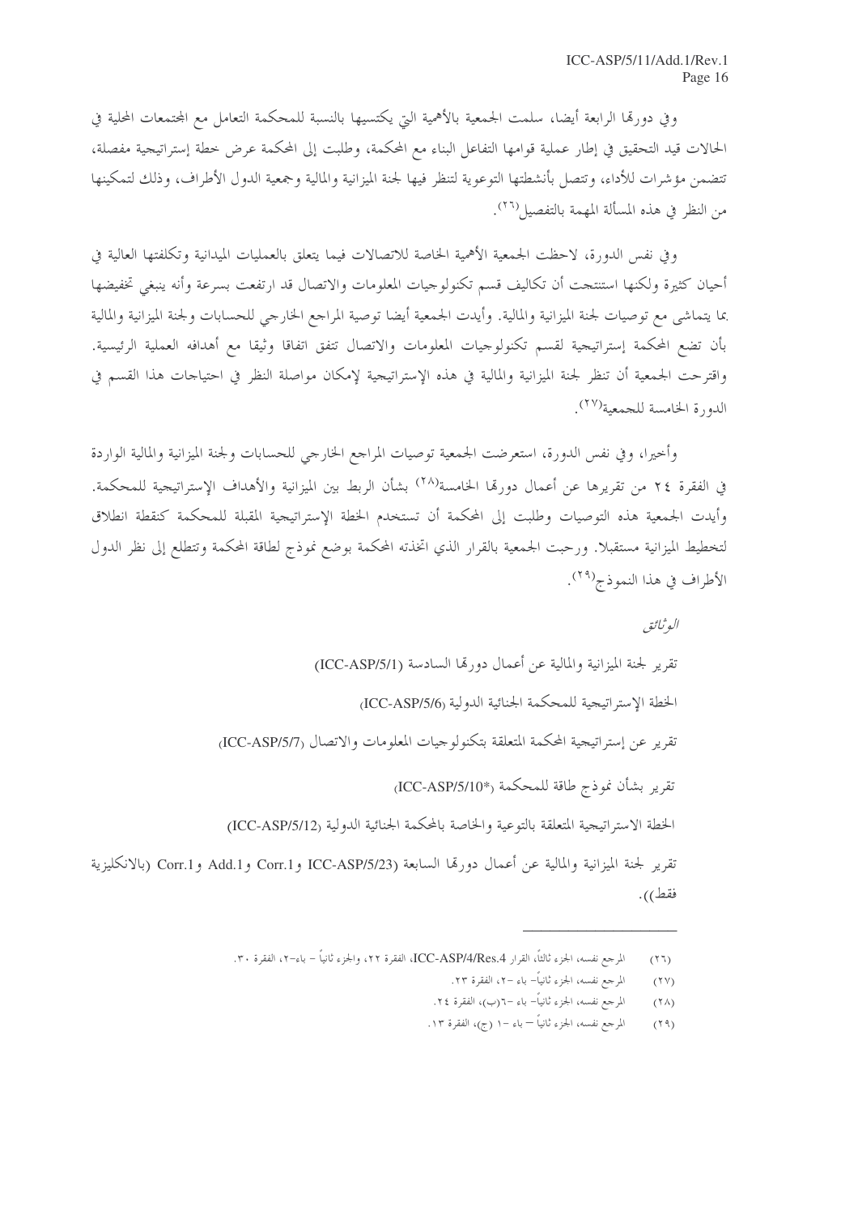وفي دورتها الرابعة أيضا، سلمت الجمعية بالأهمية التي يكتسيها بالنسبة للمحكمة التعامل مع المجتمعات المحلية في الحالات قيد التحقيق في إطار عملية قوامها التفاعل البناء مع المحكمة، وطلبت إلى المحكمة عرض خطة إستراتيجية مفصلة، تتضمن مؤشرات للأداء، وتتصل بأنشطتها التوعوية لتنظر فيها لجنة الميزانية والمالية وجمعية الدول الأطراف، وذلك لتمكينها من النظر في هذه المسألة المهمة بالتفصيل[٢٦].

وفي نفس الدورة، لاحظت الجمعية الأهمية الخاصة للاتصالات فيما يتعلق بالعمليات الميدانية وتكلفتها العالية في أحيان كثيرة ولكنها استنتجت أن تكاليف قسم تكنولوجيات المعلومات والاتصال قد ارتفعت بسرعة وأنه ينبغي تخفيضها بما يتماشى مع توصيات لجنة الميزانية والمالية. وأيدت الجمعية أيضا توصية المراجع الخارجي للحسابات ولجنة الميزانية والمالية بأن تضع المحكمة إستراتيجية لقسم تكنولوجيات المعلومات والاتصال تتفق اتفاقا وثيقا مع أهدافه العملية الرئيسية. واقترحت الجمعية أن تنظر لجنة الميزانية والمالية في هذه الإستراتيجية لإمكان مواصلة النظر في احتياجات هذا القسم في الدورة الخامسة للجمعية[٢٧].

وأخيرا، وفي نفس الدورة، استعرضت الجمعية توصيات المراجع الخارجي للحسابات ولجنة الميزانية والمالية الواردة في الفقرة ٢٤ من تقريرها عن أعمال دورتها الخامسة[٢٨] بشأن الربط بين الميزانية والأهداف الإستراتيجية للمحكمة. وأيدت الجمعية هذه التوصيات وطلبت إلى المحكمة أن تستخدم الخطة الإستراتيجية المقبلة للمحكمة كنقطة انطلاق لتخطيط الميزانية مستقبلا. ورحبت الجمعية بالقرار الذي اتخذته المحكمة بوضع نموذج لطاقة المحكمة وتتطلع إلى نظر الدول الأطراف في هذا النموذج[٢٩].

*الوثائق*

تقرير لجنة الميزانية والمالية عن أعمال دورتها السادسة (ICC-ASP/5/1)

الخطة الإستراتيجية للمحكمة الجنائية الدولية (ICC-ASP/5/6)

تقرير عن إستراتيجية المحكمة المتعلقة بتكنولوجيات المعلومات والاتصال (ICC-ASP/5/7)

تقرير بشأن نموذج طاقة للمحكمة (ICC-ASP/5/10*)

الخطة الاستراتيجية المتعلقة بالتوعية والخاصة بالمحكمة الجنائية الدولية (ICC-ASP/5/12)

تقرير لجنة الميزانية والمالية عن أعمال دورتها السابعة (ICC-ASP/5/23 وCorr.1 وAdd.1 وCorr.1 (بالانكليزية فقط)).

---

(٢٦) المرجع نفسه، الجزء ثالثاً، القرار ICC-ASP/4/Res.4، الفقرة ٢٢، والجزء ثانياً – باء-٢، الفقرة ٣٠.

(٢٧) المرجع نفسه، الجزء ثانياً- باء -٢، الفقرة ٢٣.

(٢٨) المرجع نفسه، الجزء ثانياً- باء -٦(ب)، الفقرة ٢٤.

(٢٩) المرجع نفسه، الجزء ثانياً – باء -١ (ج)، الفقرة ١٣.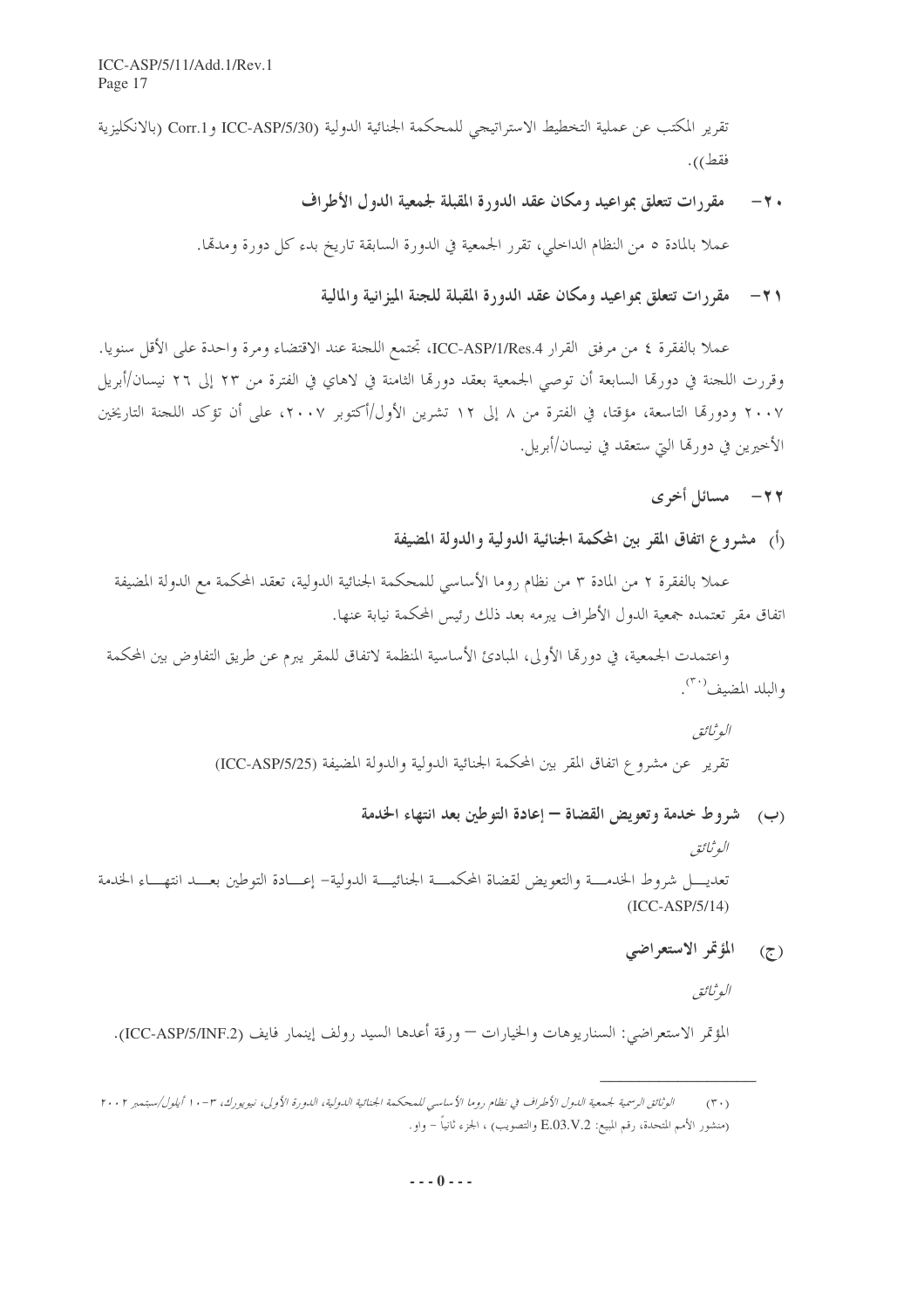تقرير المكتب عن عملية التخطيط الاستراتيجي للمحكمة الجنائية الدولية (ICC-ASP/5/30 وCorr.1 (بالانكليزية فقط)).

### ٢٠- مقررات تتعلق بمواعيد ومكان عقد الدورة المقبلة لجمعية الدول الأطراف

عملا بالمادة ٥ من النظام الداخلي، تقرر الجمعية في الدورة السابقة تاريخ بدء كل دورة ومدتها.

### ٢١- مقررات تتعلق بمواعيد ومكان عقد الدورة المقبلة للجنة الميزانية والمالية

عملا بالفقرة ٤ من مرفق القرار ICC-ASP/1/Res.4، تجتمع اللجنة عند الاقتضاء ومرة واحدة على الأقل سنويا. وقررت اللجنة في دورتها السابعة أن توصي الجمعية بعقد دورتها الثامنة في لاهاي في الفترة من ٢٣ إلى ٢٦ نيسان/أبريل ٢٠٠٧ ودورتها التاسعة، مؤقتا، في الفترة من ٨ إلى ١٢ تشرين الأول/أكتوبر ٢٠٠٧، على أن تؤكد اللجنة التاريخين الأخيرين في دورتها التي ستعقد في نيسان/أبريل.

### ٢٢- مسائل أخرى

#### (أ) مشروع اتفاق المقر بين المحكمة الجنائية الدولية والدولة المضيفة

عملا بالفقرة ٢ من المادة ٣ من نظام روما الأساسي للمحكمة الجنائية الدولية، تعقد المحكمة مع الدولة المضيفة اتفاق مقر تعتمده جمعية الدول الأطراف يبرمه بعد ذلك رئيس المحكمة نيابة عنها.

واعتمدت الجمعية، في دورتها الأولى، المبادئ الأساسية المنظمة لاتفاق للمقر يبرم عن طريق التفاوض بين المحكمة والبلد المضيف[٣٠].

*الوثائق*

تقرير عن مشروع اتفاق المقر بين المحكمة الجنائية الدولية والدولة المضيفة (ICC-ASP/5/25)

#### (ب) شروط خدمة وتعويض القضاة – إعادة التوطين بعد انتهاء الخدمة

*الوثائق*

تعديل شروط الخدمة والتعويض لقضاة المحكمة الجنائية الدولية- إعادة التوطين بعد انتهاء الخدمة (ICC-ASP/5/14)

#### (ج) المؤتمر الاستعراضي

*الوثائق*

المؤتمر الاستعراضي: السناريوهات والخيارات – ورقة أعدها السيد رولف إينمار فايف (ICC-ASP/5/INF.2).

---

(٣٠) *الوثائق الرسمية لجمعية الدول الأطراف في نظام روما الأساسي للمحكمة الجنائية الدولية، الدورة الأولى، نيويورك، ٣-١٠ أيلول/سبتمبر ٢٠٠٢* (منشور الأمم المتحدة، رقم المبيع: E.03.V.2 والتصويب)، الجزء ثانياً – واو.

- - - 0 - - -